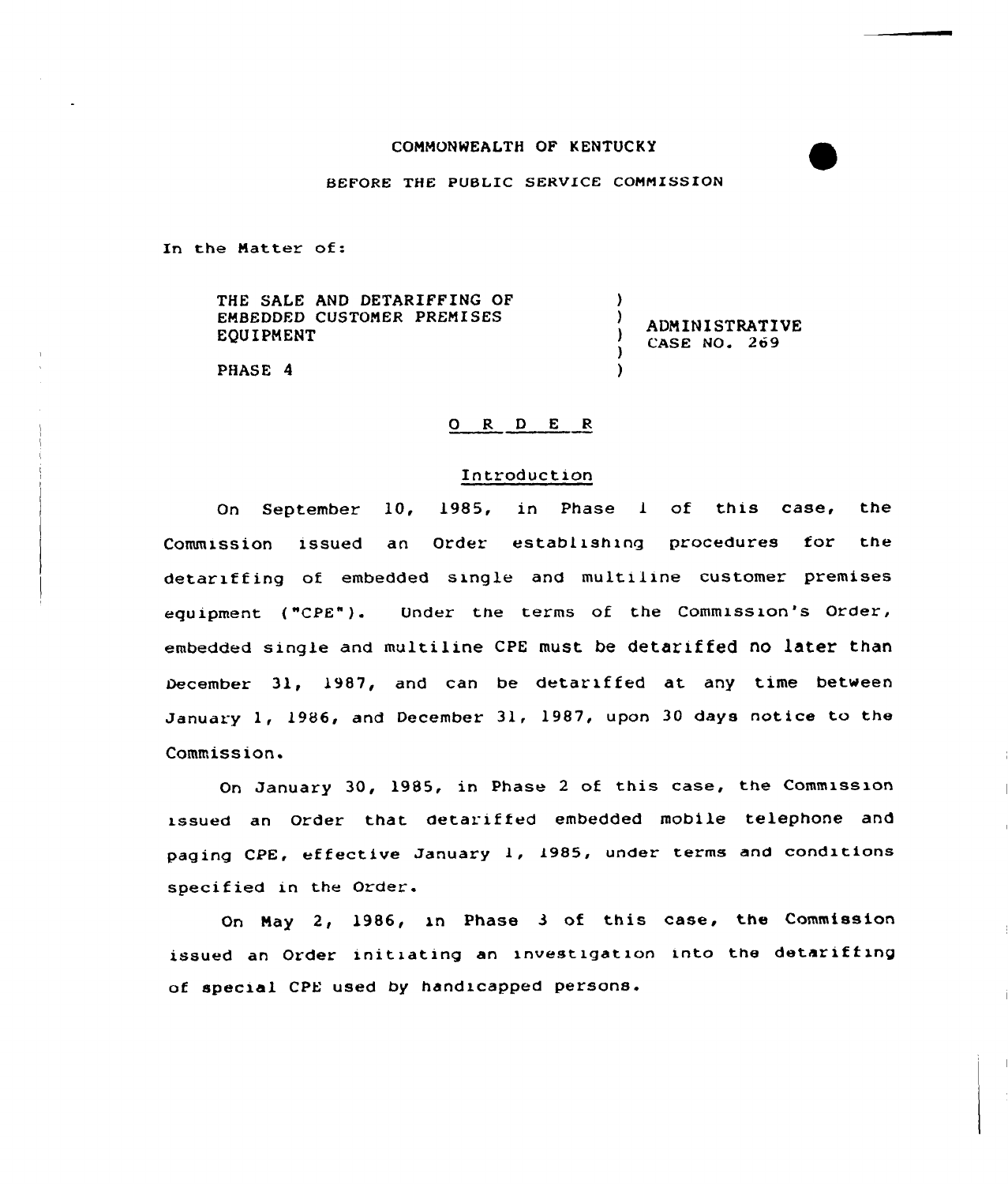COMMONWEALTH OF KENTUCKY

BEFORE THE PUBLIC SERVICE COMMISSION

In the Matter of:

| | | |
|---|---|---|
| THE SALE AND DETARIFFING OF EMBEDDED CUSTOMER PREMISES EQUIPMENT | ) | ADMINISTRATIVE CASE NO. 269 |
| PHASE 4 | ) | |

## O R D E R

### Introduction

On September 10, 1985, in Phase 1 of this case, the Commission issued an Order establishing procedures for the detariffing of embedded single and multiline customer premises equipment ("CPE"). Under the terms of the Commission's Order, embedded single and multiline CPE must be detariffed no later than December 31, 1987, and can be detariffed at any time between January 1, 1986, and December 31, 1987, upon 30 days notice to the Commission.

On January 30, 1985, in Phase 2 of this case, the Commission issued an Order that detariffed embedded mobile telephone and paging CPE, effective January 1, 1985, under terms and conditions specified in the Order.

On May 2, 1986, in Phase 3 of this case, the Commission issued an Order initiating an investigation into the detariffing of special CPE used by handicapped persons.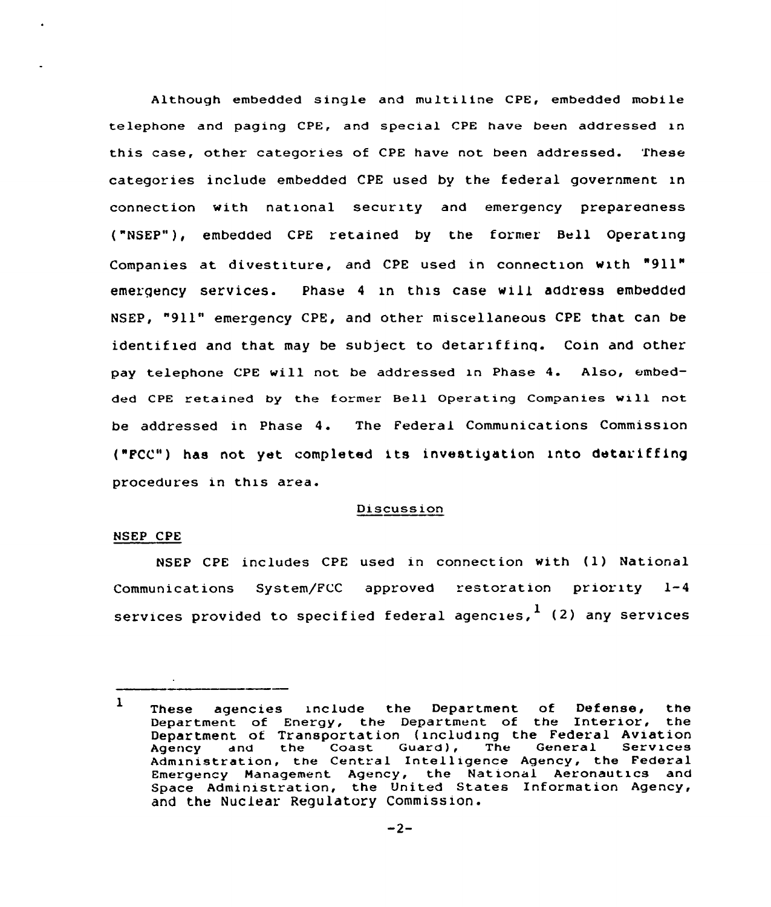Although embedded single and multiline CPE, embedded mobile telephone and paging CPE, and special CPE have been addressed in this case, other categories of CPE have not been addressed. These categories include embedded CPE used by the federal government in connection with national security and emergency preparedness ("NSEP"), embedded CPE retained by the former Bell Operating Companies at divestiture, and CPE used in connection with "911" emergency services. Phase 4 in this case will address embedded NSEP, "911" emergency CPE, and other miscellaneous CPE that can be identified and that may be subject to detariffing. Coin and other pay telephone CPE will not be addressed in Phase 4. Also, embedded CPE retained by the former Bell Operating Companies will not be addressed in Phase 4. The Federal Communications Commission ("FCC") has not yet completed its investigation into detariffing procedures in this area.

## Discussion

### NSEP CPE

NSEP CPE includes CPE used in connection with (1) National Communications System/FCC approved restoration priority 1-4 services provided to specified federal agencies,[1] (2) any services

---

[1] These agencies include the Department of Defense, the Department of Energy, the Department of the Interior, the Department of Transportation (including the Federal Aviation Agency and the Coast Guard), The General Services Administration, the Central Intelligence Agency, the Federal Emergency Management Agency, the National Aeronautics and Space Administration, the United States Information Agency, and the Nuclear Regulatory Commission.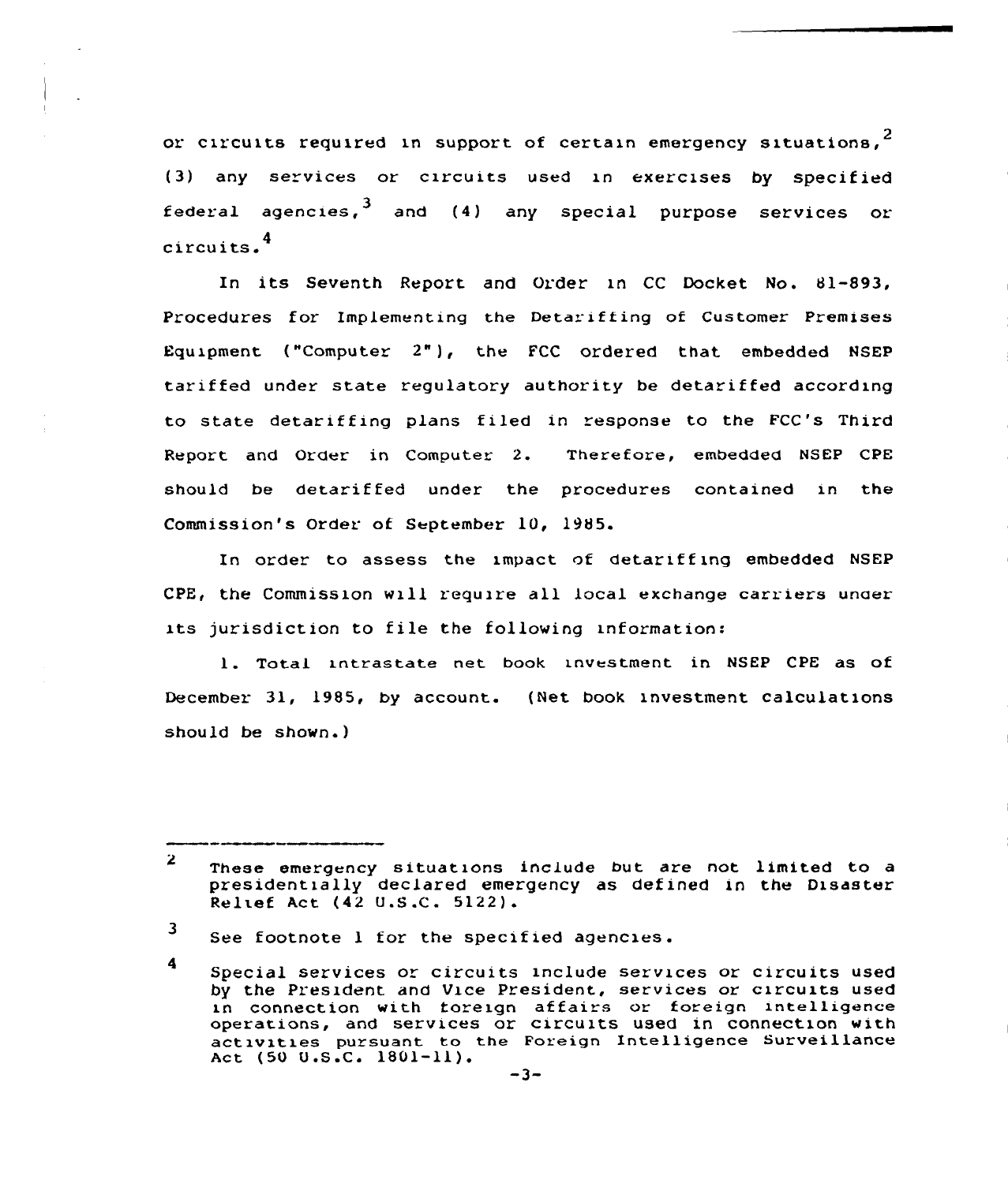or circuits required in support of certain emergency situations,[2] (3) any services or circuits used in exercises by specified federal agencies,[3] and (4) any special purpose services or circuits.[4]

In its Seventh Report and Order in CC Docket No. 81-893, Procedures for Implementing the Detariffing of Customer Premises Equipment ("Computer 2"), the FCC ordered that embedded NSEP tariffed under state regulatory authority be detariffed according to state detariffing plans filed in response to the FCC's Third Report and Order in Computer 2. Therefore, embedded NSEP CPE should be detariffed under the procedures contained in the Commission's Order of September 10, 1985.

In order to assess the impact of detariffing embedded NSEP CPE, the Commission will require all local exchange carriers under its jurisdiction to file the following information:

1. Total intrastate net book investment in NSEP CPE as of December 31, 1985, by account. (Net book investment calculations should be shown.)

---

[2] These emergency situations include but are not limited to a presidentially declared emergency as defined in the Disaster Relief Act (42 U.S.C. 5122).

[3] See footnote 1 for the specified agencies.

[4] Special services or circuits include services or circuits used by the President and Vice President, services or circuits used in connection with foreign affairs or foreign intelligence operations, and services or circuits used in connection with activities pursuant to the Foreign Intelligence Surveillance Act (50 U.S.C. 1801-11).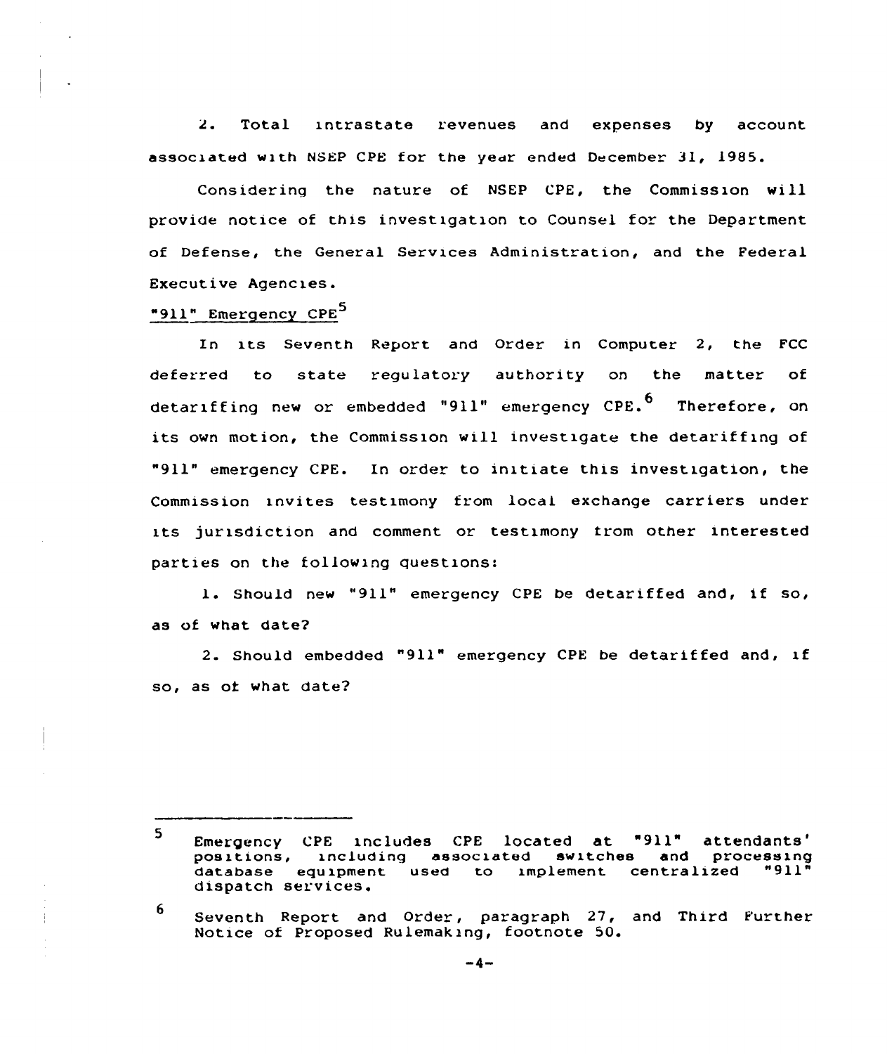2. Total intrastate revenues and expenses by account associated with NSEP CPE for the year ended December 31, 1985.

Considering the nature of NSEP CPE, the Commission will provide notice of this investigation to Counsel for the Department of Defense, the General Services Administration, and the Federal Executive Agencies.

"911" Emergency CPE[5]

In its Seventh Report and Order in Computer 2, the FCC deferred to state regulatory authority on the matter of detariffing new or embedded "911" emergency CPE.[6] Therefore, on its own motion, the Commission will investigate the detariffing of "911" emergency CPE. In order to initiate this investigation, the Commission invites testimony from local exchange carriers under its jurisdiction and comment or testimony from other interested parties on the following questions:

1. Should new "911" emergency CPE be detariffed and, if so, as of what date?

2. Should embedded "911" emergency CPE be detariffed and, if so, as of what date?

---

[5] Emergency CPE includes CPE located at "911" attendants' positions, including associated switches and processing database equipment used to implement centralized "911" dispatch services.

[6] Seventh Report and Order, paragraph 27, and Third Further Notice of Proposed Rulemaking, footnote 50.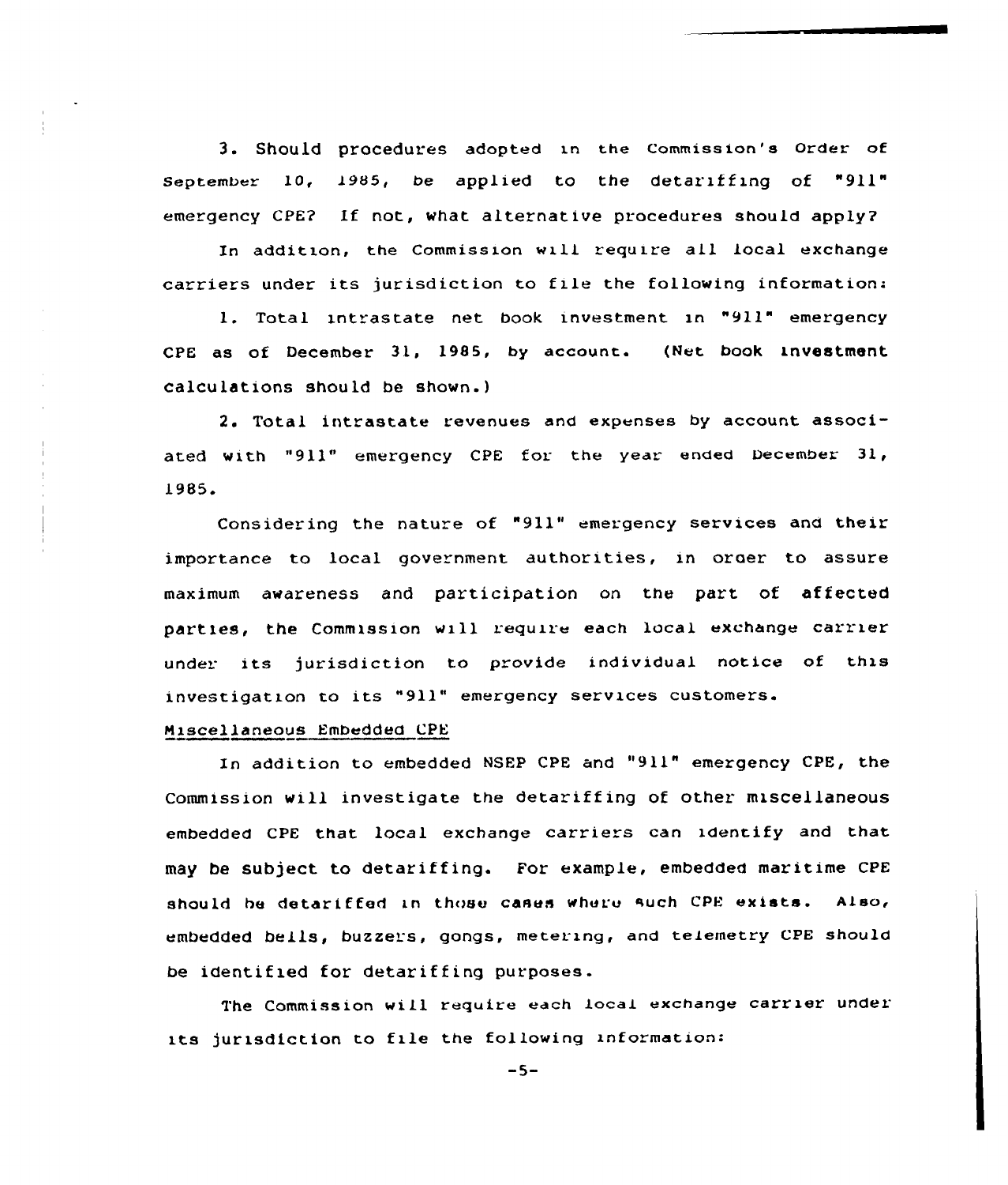3. Should procedures adopted in the Commission's Order of September 10, 1985, be applied to the detariffing of "911" emergency CPE? If not, what alternative procedures should apply?

In addition, the Commission will require all local exchange carriers under its jurisdiction to file the following information:

1. Total intrastate net book investment in "911" emergency CPE as of December 31, 1985, by account. (Net book investment calculations should be shown.)

2. Total intrastate revenues and expenses by account associated with "911" emergency CPE for the year ended December 31, 1985.

Considering the nature of "911" emergency services and their importance to local government authorities, in order to assure maximum awareness and participation on the part of affected parties, the Commission will require each local exchange carrier under its jurisdiction to provide individual notice of this investigation to its "911" emergency services customers.

Miscellaneous Embedded CPE

In addition to embedded NSEP CPE and "911" emergency CPE, the Commission will investigate the detariffing of other miscellaneous embedded CPE that local exchange carriers can identify and that may be subject to detariffing. For example, embedded maritime CPE should be detariffed in those cases where such CPE exists. Also, embedded bells, buzzers, gongs, metering, and telemetry CPE should be identified for detariffing purposes.

The Commission will require each local exchange carrier under its jurisdiction to file the following information: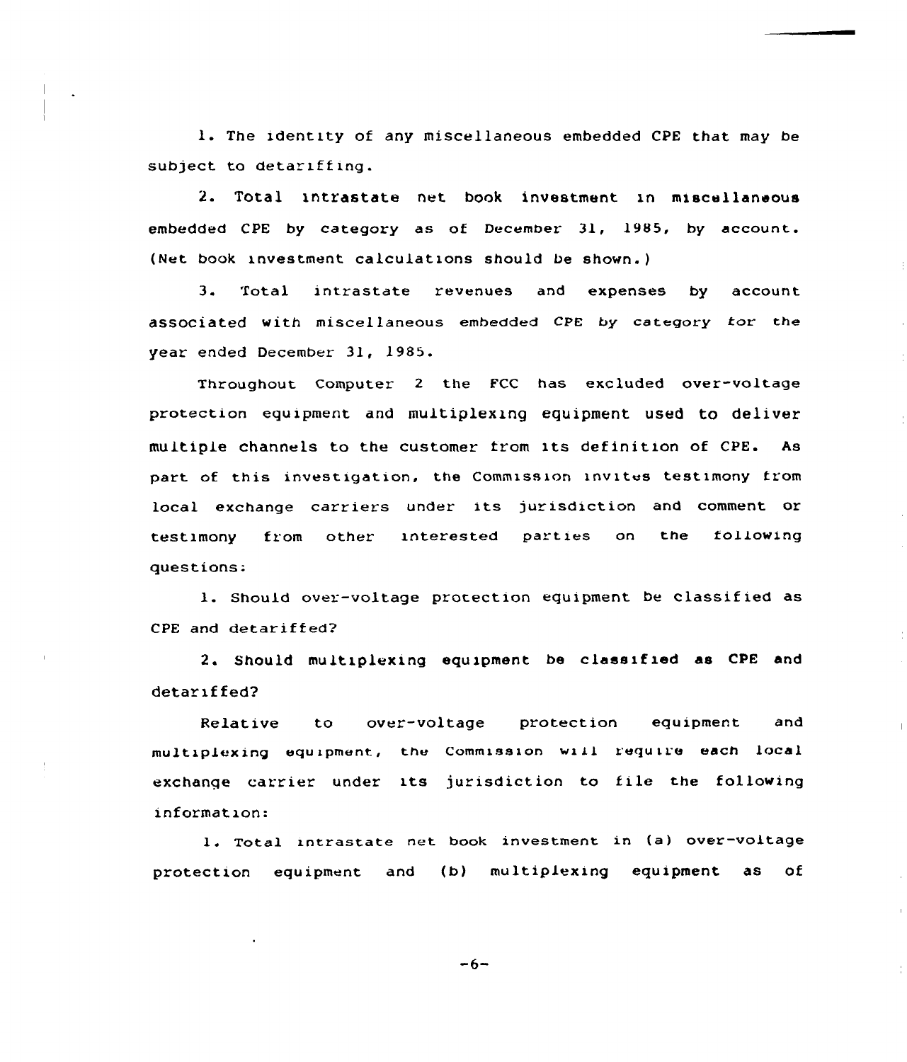1. The identity of any miscellaneous embedded CPE that may be subject to detariffing.

2. Total intrastate net book investment in miscellaneous embedded CPE by category as of December 31, 1985, by account. (Net book investment calculations should be shown.)

3. Total intrastate revenues and expenses by account associated with miscellaneous embedded CPE by category for the year ended December 31, 1985.

Throughout Computer 2 the FCC has excluded over-voltage protection equipment and multiplexing equipment used to deliver multiple channels to the customer from its definition of CPE. As part of this investigation, the Commission invites testimony from local exchange carriers under its jurisdiction and comment or testimony from other interested parties on the following questions:

1. Should over-voltage protection equipment be classified as CPE and detariffed?

2. Should multiplexing equipment be classified as CPE and detariffed?

Relative to over-voltage protection equipment and multiplexing equipment, the Commission will require each local exchange carrier under its jurisdiction to file the following information:

1. Total intrastate net book investment in (a) over-voltage protection equipment and (b) multiplexing equipment as of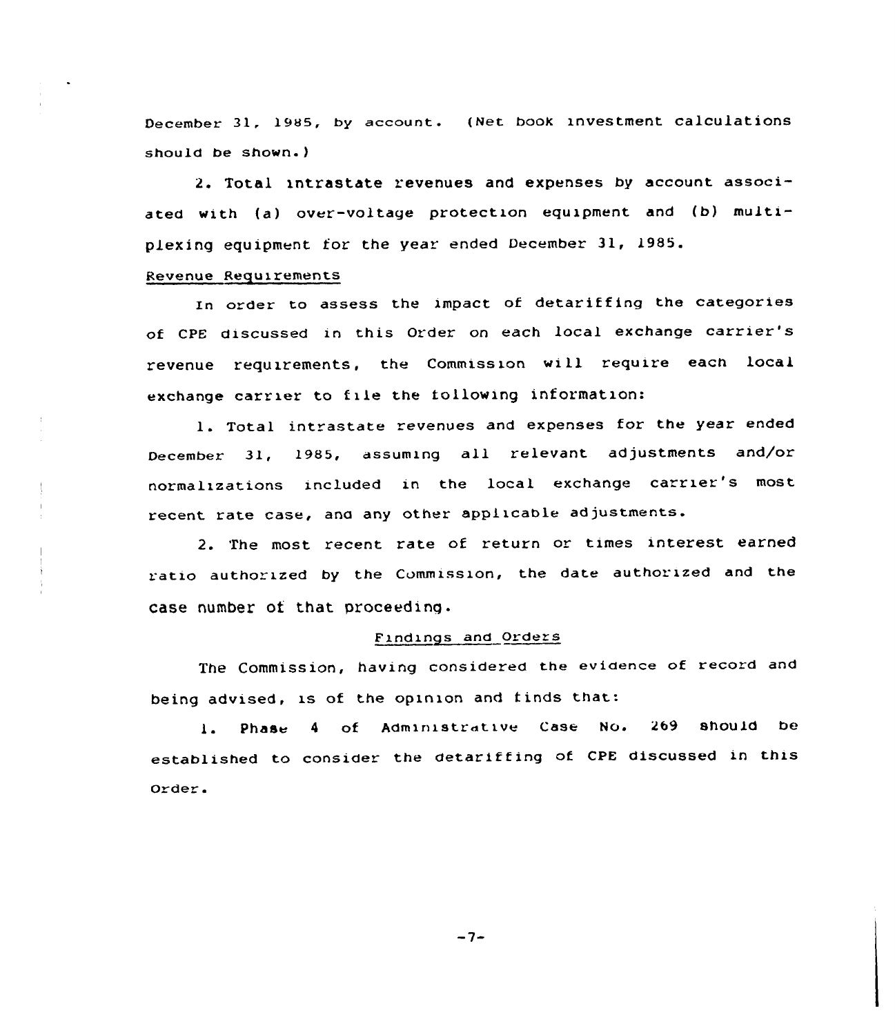December 31, 1985, by account. (Net book investment calculations should be shown.)

2. Total intrastate revenues and expenses by account associated with (a) over-voltage protection equipment and (b) multiplexing equipment for the year ended December 31, 1985.

## Revenue Requirements

In order to assess the impact of detariffing the categories of CPE discussed in this Order on each local exchange carrier's revenue requirements, the Commission will require each local exchange carrier to file the following information:

1. Total intrastate revenues and expenses for the year ended December 31, 1985, assuming all relevant adjustments and/or normalizations included in the local exchange carrier's most recent rate case, and any other applicable adjustments.

2. The most recent rate of return or times interest earned ratio authorized by the Commission, the date authorized and the case number of that proceeding.

## Findings and Orders

The Commission, having considered the evidence of record and being advised, is of the opinion and finds that:

1. Phase 4 of Administrative Case No. 269 should be established to consider the detariffing of CPE discussed in this Order.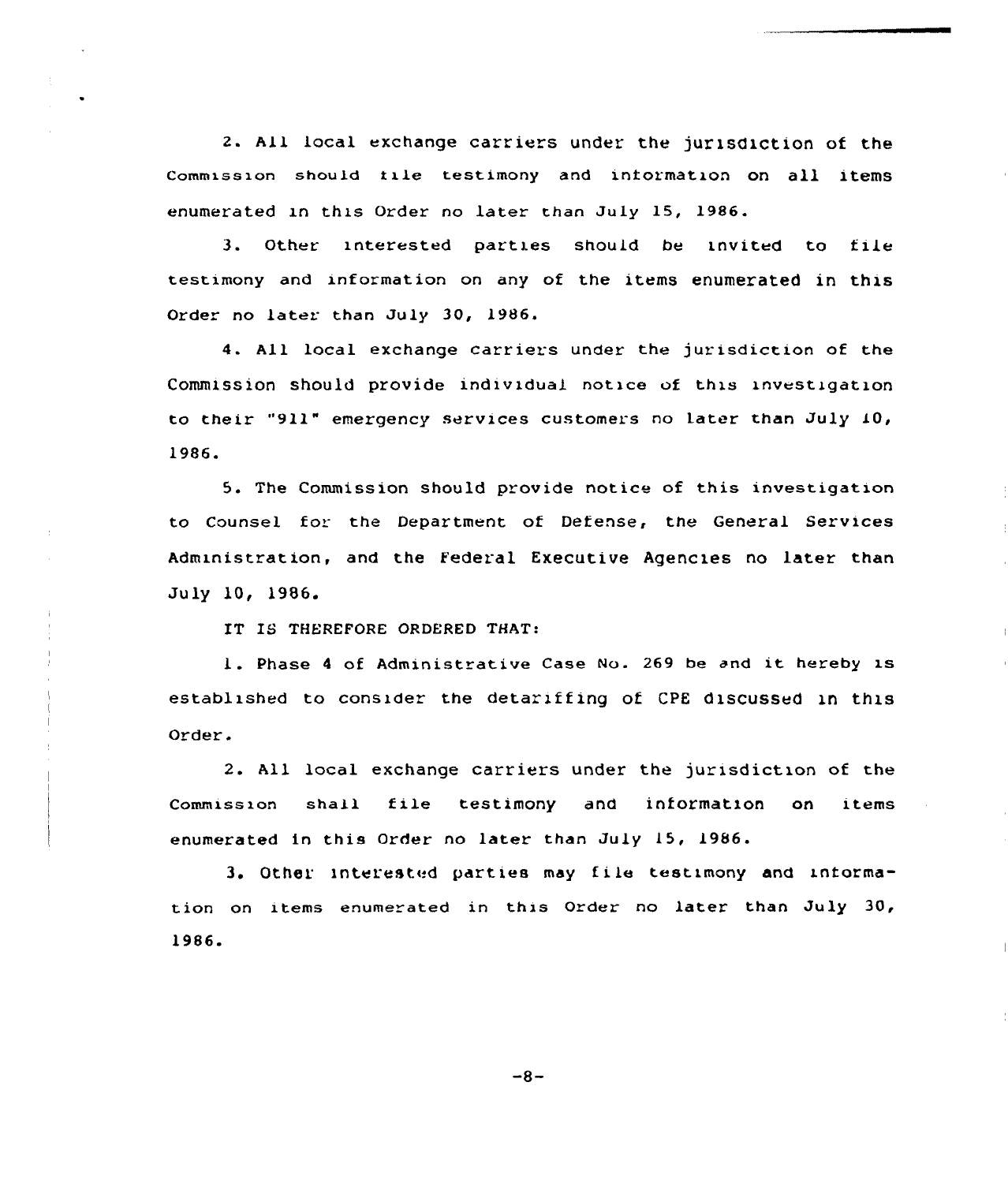2. All local exchange carriers under the jurisdiction of the Commission should file testimony and information on all items enumerated in this Order no later than July 15, 1986.

3. Other interested parties should be invited to file testimony and information on any of the items enumerated in this Order no later than July 30, 1986.

4. All local exchange carriers under the jurisdiction of the Commission should provide individual notice of this investigation to their "911" emergency services customers no later than July 10, 1986.

5. The Commission should provide notice of this investigation to Counsel for the Department of Defense, the General Services Administration, and the Federal Executive Agencies no later than July 10, 1986.

IT IS THEREFORE ORDERED THAT:

1. Phase 4 of Administrative Case No. 269 be and it hereby is established to consider the detariffing of CPE discussed in this Order.

2. All local exchange carriers under the jurisdiction of the Commission shall file testimony and information on items enumerated in this Order no later than July 15, 1986.

3. Other interested parties may file testimony and information on items enumerated in this Order no later than July 30, 1986.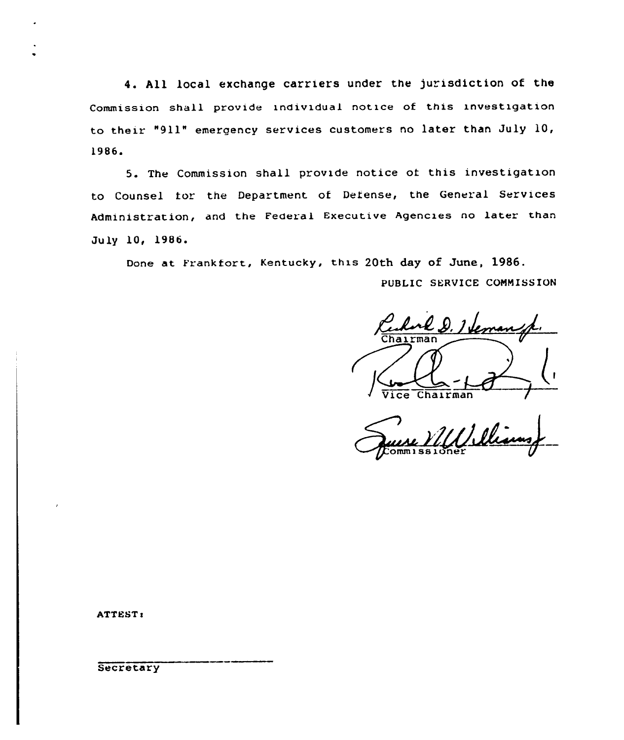4. All local exchange carriers under the jurisdiction of the Commission shall provide individual notice of this investigation to their "911" emergency services customers no later than July 10, 1986.

5. The Commission shall provide notice of this investigation to Counsel for the Department of Defense, the General Services Administration, and the Federal Executive Agencies no later than July 10, 1986.

Done at Frankfort, Kentucky, this 20th day of June, 1986.

PUBLIC SERVICE COMMISSION

Chairman

Vice Chairman

Commissioner

ATTEST:

Secretary